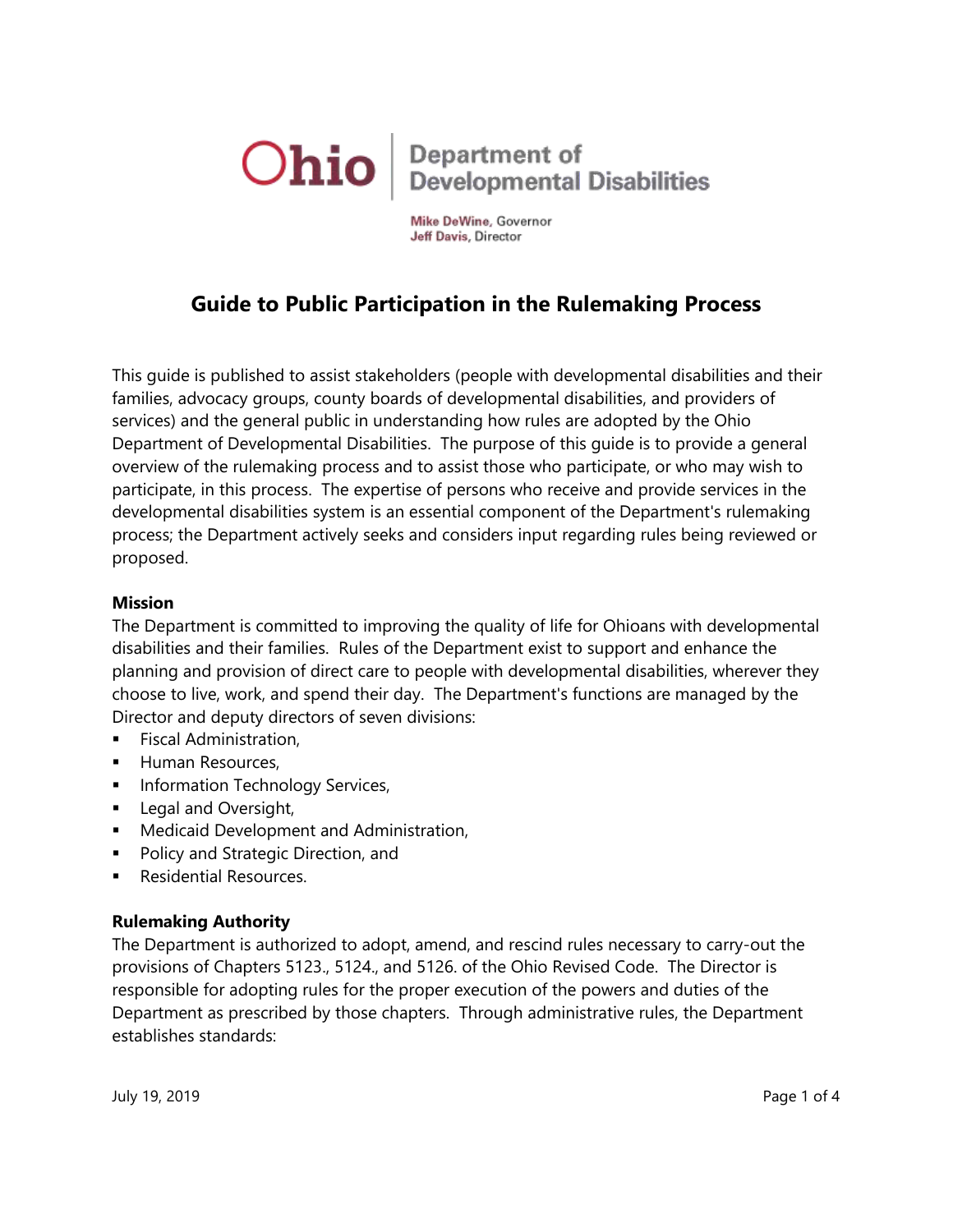Ohio | Department of Developmental Disabilities

Mike DeWine, Governor
Jeff Davis, Director

# Guide to Public Participation in the Rulemaking Process

This guide is published to assist stakeholders (people with developmental disabilities and their families, advocacy groups, county boards of developmental disabilities, and providers of services) and the general public in understanding how rules are adopted by the Ohio Department of Developmental Disabilities. The purpose of this guide is to provide a general overview of the rulemaking process and to assist those who participate, or who may wish to participate, in this process. The expertise of persons who receive and provide services in the developmental disabilities system is an essential component of the Department's rulemaking process; the Department actively seeks and considers input regarding rules being reviewed or proposed.

**Mission**

The Department is committed to improving the quality of life for Ohioans with developmental disabilities and their families. Rules of the Department exist to support and enhance the planning and provision of direct care to people with developmental disabilities, wherever they choose to live, work, and spend their day. The Department's functions are managed by the Director and deputy directors of seven divisions:

- Fiscal Administration,
- Human Resources,
- Information Technology Services,
- Legal and Oversight,
- Medicaid Development and Administration,
- Policy and Strategic Direction, and
- Residential Resources.

**Rulemaking Authority**

The Department is authorized to adopt, amend, and rescind rules necessary to carry-out the provisions of Chapters 5123., 5124., and 5126. of the Ohio Revised Code. The Director is responsible for adopting rules for the proper execution of the powers and duties of the Department as prescribed by those chapters. Through administrative rules, the Department establishes standards:

July 19, 2019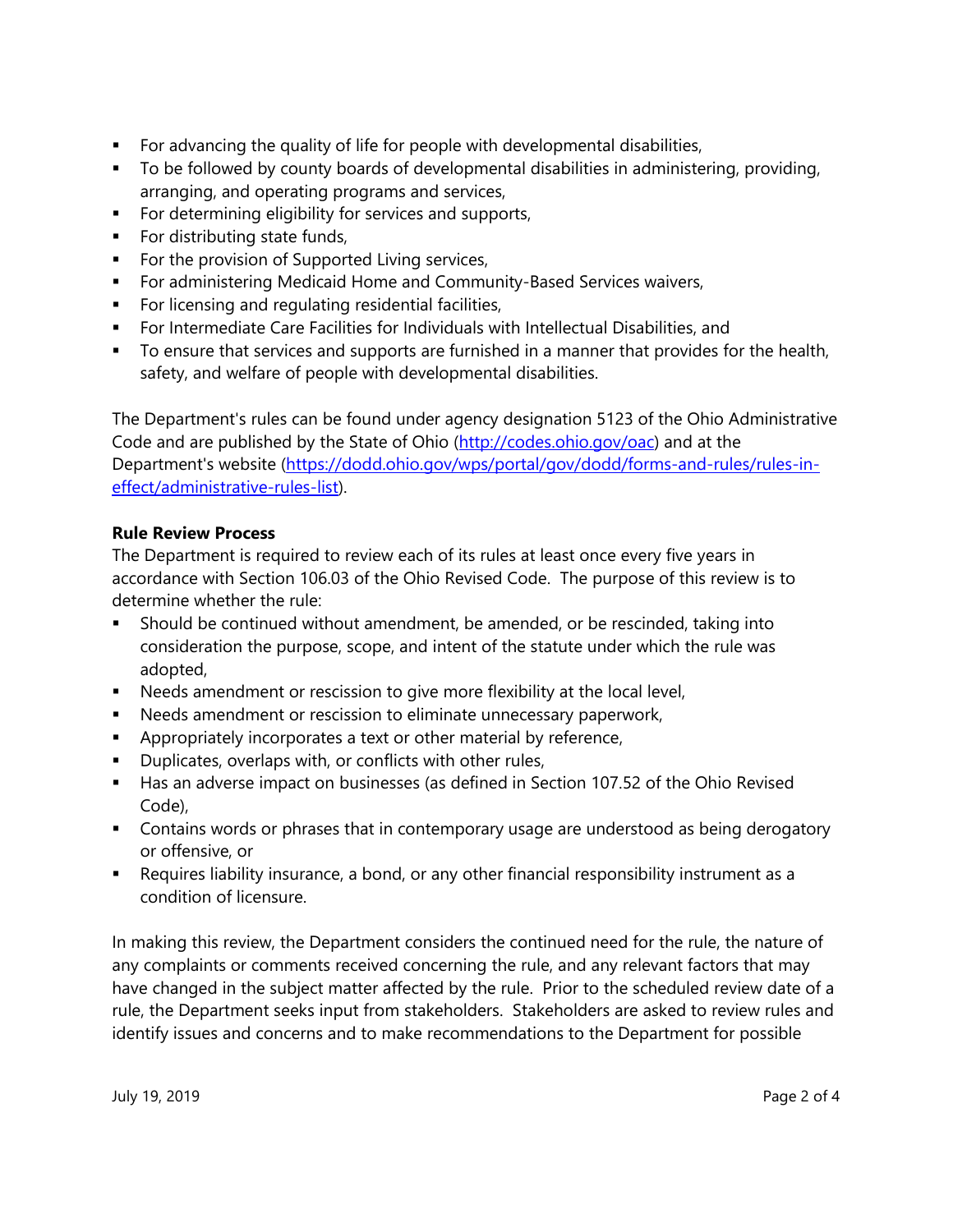- For advancing the quality of life for people with developmental disabilities,
- To be followed by county boards of developmental disabilities in administering, providing, arranging, and operating programs and services,
- For determining eligibility for services and supports,
- For distributing state funds,
- For the provision of Supported Living services,
- For administering Medicaid Home and Community-Based Services waivers,
- For licensing and regulating residential facilities,
- For Intermediate Care Facilities for Individuals with Intellectual Disabilities, and
- To ensure that services and supports are furnished in a manner that provides for the health, safety, and welfare of people with developmental disabilities.

The Department's rules can be found under agency designation 5123 of the Ohio Administrative Code and are published by the State of Ohio ([http://codes.ohio.gov/oac](http://codes.ohio.gov/oac)) and at the Department's website ([https://dodd.ohio.gov/wps/portal/gov/dodd/forms-and-rules/rules-in-effect/administrative-rules-list](https://dodd.ohio.gov/wps/portal/gov/dodd/forms-and-rules/rules-in-effect/administrative-rules-list)).

**Rule Review Process**

The Department is required to review each of its rules at least once every five years in accordance with Section 106.03 of the Ohio Revised Code. The purpose of this review is to determine whether the rule:

- Should be continued without amendment, be amended, or be rescinded, taking into consideration the purpose, scope, and intent of the statute under which the rule was adopted,
- Needs amendment or rescission to give more flexibility at the local level,
- Needs amendment or rescission to eliminate unnecessary paperwork,
- Appropriately incorporates a text or other material by reference,
- Duplicates, overlaps with, or conflicts with other rules,
- Has an adverse impact on businesses (as defined in Section 107.52 of the Ohio Revised Code),
- Contains words or phrases that in contemporary usage are understood as being derogatory or offensive, or
- Requires liability insurance, a bond, or any other financial responsibility instrument as a condition of licensure.

In making this review, the Department considers the continued need for the rule, the nature of any complaints or comments received concerning the rule, and any relevant factors that may have changed in the subject matter affected by the rule. Prior to the scheduled review date of a rule, the Department seeks input from stakeholders. Stakeholders are asked to review rules and identify issues and concerns and to make recommendations to the Department for possible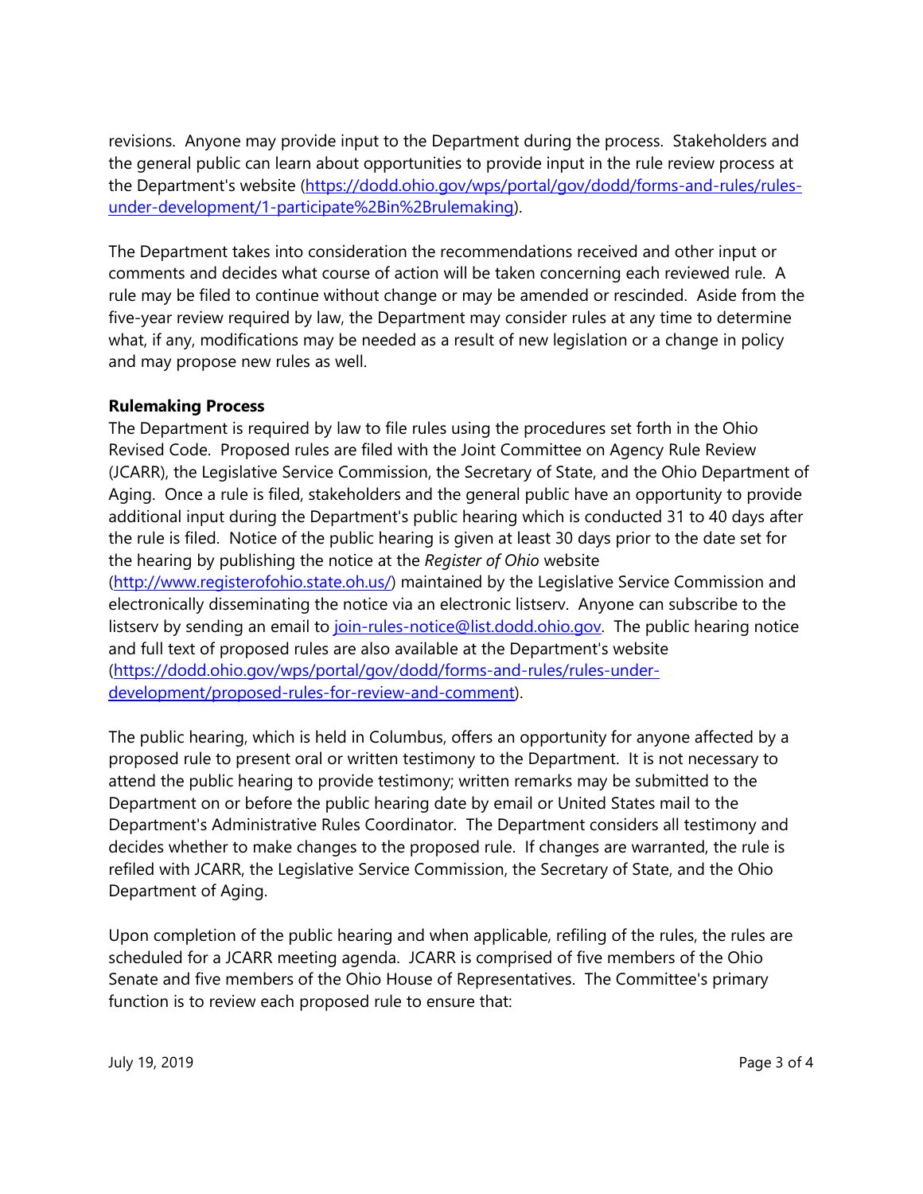revisions. Anyone may provide input to the Department during the process. Stakeholders and the general public can learn about opportunities to provide input in the rule review process at the Department's website (https://dodd.ohio.gov/wps/portal/gov/dodd/forms-and-rules/rules-under-development/1-participate%2Bin%2Brulemaking).

The Department takes into consideration the recommendations received and other input or comments and decides what course of action will be taken concerning each reviewed rule. A rule may be filed to continue without change or may be amended or rescinded. Aside from the five-year review required by law, the Department may consider rules at any time to determine what, if any, modifications may be needed as a result of new legislation or a change in policy and may propose new rules as well.

**Rulemaking Process**

The Department is required by law to file rules using the procedures set forth in the Ohio Revised Code. Proposed rules are filed with the Joint Committee on Agency Rule Review (JCARR), the Legislative Service Commission, the Secretary of State, and the Ohio Department of Aging. Once a rule is filed, stakeholders and the general public have an opportunity to provide additional input during the Department's public hearing which is conducted 31 to 40 days after the rule is filed. Notice of the public hearing is given at least 30 days prior to the date set for the hearing by publishing the notice at the *Register of Ohio* website (http://www.registerofohio.state.oh.us/) maintained by the Legislative Service Commission and electronically disseminating the notice via an electronic listserv. Anyone can subscribe to the listserv by sending an email to join-rules-notice@list.dodd.ohio.gov. The public hearing notice and full text of proposed rules are also available at the Department's website (https://dodd.ohio.gov/wps/portal/gov/dodd/forms-and-rules/rules-under-development/proposed-rules-for-review-and-comment).

The public hearing, which is held in Columbus, offers an opportunity for anyone affected by a proposed rule to present oral or written testimony to the Department. It is not necessary to attend the public hearing to provide testimony; written remarks may be submitted to the Department on or before the public hearing date by email or United States mail to the Department's Administrative Rules Coordinator. The Department considers all testimony and decides whether to make changes to the proposed rule. If changes are warranted, the rule is refiled with JCARR, the Legislative Service Commission, the Secretary of State, and the Ohio Department of Aging.

Upon completion of the public hearing and when applicable, refiling of the rules, the rules are scheduled for a JCARR meeting agenda. JCARR is comprised of five members of the Ohio Senate and five members of the Ohio House of Representatives. The Committee's primary function is to review each proposed rule to ensure that: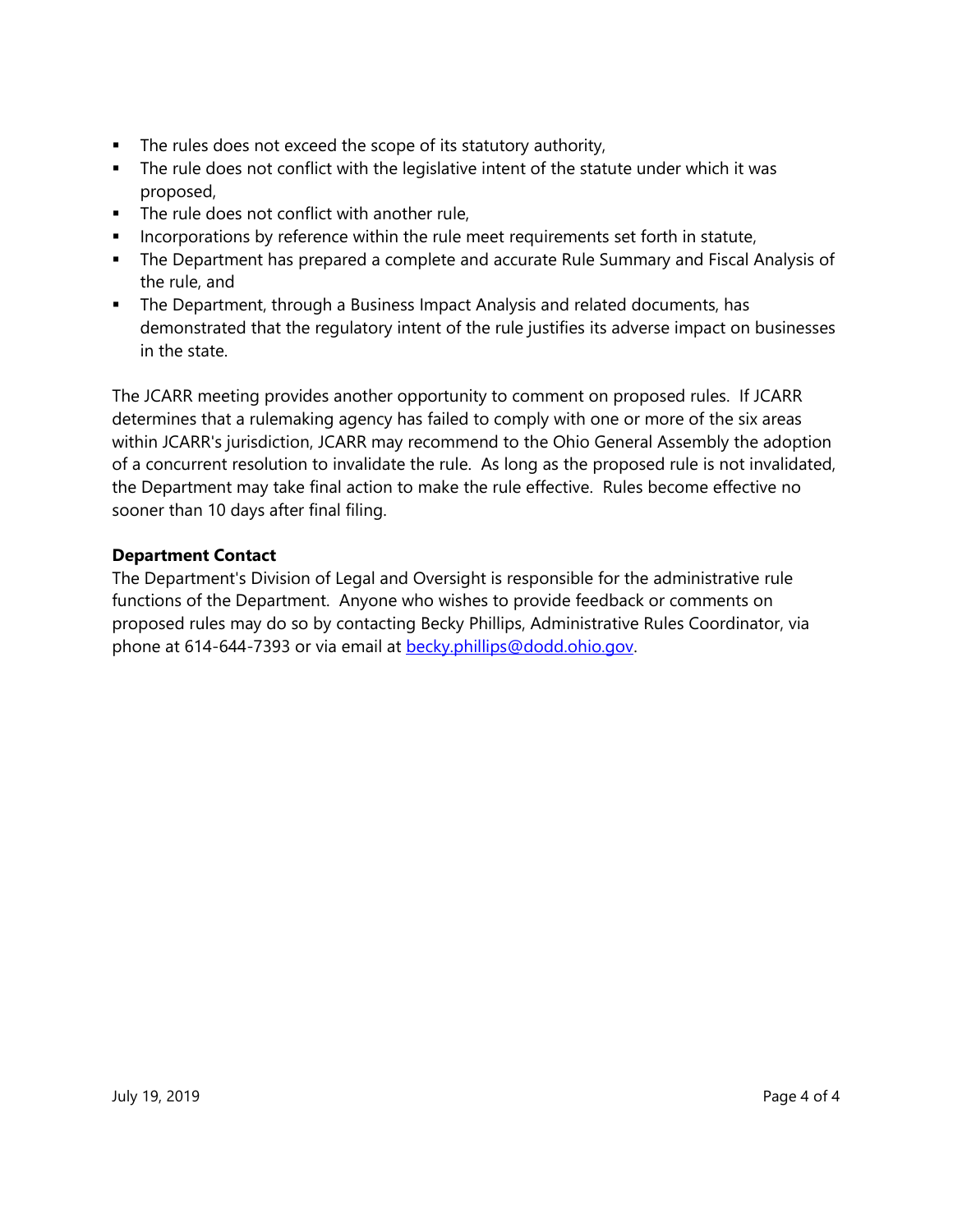- The rules does not exceed the scope of its statutory authority,
- The rule does not conflict with the legislative intent of the statute under which it was proposed,
- The rule does not conflict with another rule,
- Incorporations by reference within the rule meet requirements set forth in statute,
- The Department has prepared a complete and accurate Rule Summary and Fiscal Analysis of the rule, and
- The Department, through a Business Impact Analysis and related documents, has demonstrated that the regulatory intent of the rule justifies its adverse impact on businesses in the state.

The JCARR meeting provides another opportunity to comment on proposed rules. If JCARR determines that a rulemaking agency has failed to comply with one or more of the six areas within JCARR's jurisdiction, JCARR may recommend to the Ohio General Assembly the adoption of a concurrent resolution to invalidate the rule. As long as the proposed rule is not invalidated, the Department may take final action to make the rule effective. Rules become effective no sooner than 10 days after final filing.

**Department Contact**

The Department's Division of Legal and Oversight is responsible for the administrative rule functions of the Department. Anyone who wishes to provide feedback or comments on proposed rules may do so by contacting Becky Phillips, Administrative Rules Coordinator, via phone at 614-644-7393 or via email at becky.phillips@dodd.ohio.gov.

July 19, 2019